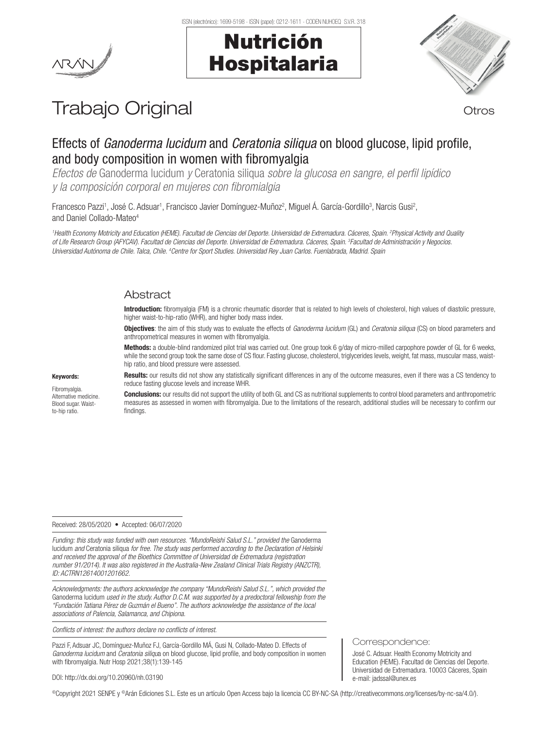# Trabajo Original

Otros

## Effects of *Ganoderma lucidum* and *Ceratonia siliqua* on blood glucose, lipid profile, and body composition in women with fibromyalgia

*Efectos de* Ganoderma lucidum *y* Ceratonia siliqua *sobre la glucosa en sangre, el perfil lipídico y la composición corporal en mujeres con fibromialgia*

Francesco Pazzi[1], José C. Adsuar[1], Francisco Javier Domínguez-Muñoz[2], Miguel Á. García-Gordillo[3], Narcis Gusi[2], and Daniel Collado-Mateo[4]

*[1]Health Economy Motricity and Education (HEME). Facultad de Ciencias del Deporte. Universidad de Extremadura. Cáceres, Spain. [2]Physical Activity and Quality of Life Research Group (AFYCAV). Facultad de Ciencias del Deporte. Universidad de Extremadura. Cáceres, Spain. [3]Facultad de Administración y Negocios. Universidad Autónoma de Chile. Talca, Chile. [4]Centre for Sport Studies. Universidad Rey Juan Carlos. Fuenlabrada, Madrid. Spain*

## Abstract

**Introduction:** fibromyalgia (FM) is a chronic rheumatic disorder that is related to high levels of cholesterol, high values of diastolic pressure, higher waist-to-hip-ratio (WHR), and higher body mass index.

**Objectives**: the aim of this study was to evaluate the effects of *Ganoderma lucidum* (GL) and *Ceratonia siliqua* (CS) on blood parameters and anthropometrical measures in women with fibromyalgia.

**Methods:** a double-blind randomized pilot trial was carried out. One group took 6 g/day of micro-milled carpophore powder of GL for 6 weeks, while the second group took the same dose of CS flour. Fasting glucose, cholesterol, triglycerides levels, weight, fat mass, muscular mass, waist-hip ratio, and blood pressure were assessed.

**Results:** our results did not show any statistically significant differences in any of the outcome measures, even if there was a CS tendency to reduce fasting glucose levels and increase WHR.

**Conclusions:** our results did not support the utility of both GL and CS as nutritional supplements to control blood parameters and anthropometric measures as assessed in women with fibromyalgia. Due to the limitations of the research, additional studies will be necessary to confirm our findings.

**Keywords:**

Fibromyalgia. Alternative medicine. Blood sugar. Waist-to-hip ratio.

Received: 28/05/2020 • Accepted: 06/07/2020

*Funding: this study was funded with own resources. "MundoReishi Salud S.L." provided the* Ganoderma lucidum *and* Ceratonia siliqua *for free. The study was performed according to the Declaration of Helsinki and received the approval of the Bioethics Committee of Universidad de Extremadura (registration number 91/2014). It was also registered in the Australia-New Zealand Clinical Trials Registry (ANZCTR), ID: ACTRN12614001201662.*

*Acknowledgments: the authors acknowledge the company "MundoReishi Salud S.L.", which provided the* Ganoderma lucidum *used in the study. Author D.C.M. was supported by a predoctoral fellowship from the "Fundación Tatiana Pérez de Guzmán el Bueno". The authors acknowledge the assistance of the local associations of Palencia, Salamanca, and Chipiona.*

*Conflicts of interest: the authors declare no conflicts of interest.*

Pazzi F, Adsuar JC, Domínguez-Muñoz FJ, García-Gordillo MÁ, Gusi N, Collado-Mateo D. Effects of *Ganoderma lucidum* and *Ceratonia siliqua* on blood glucose, lipid profile, and body composition in women with fibromyalgia. Nutr Hosp 2021;38(1):139-145

DOI: http://dx.doi.org/10.20960/nh.03190

Correspondence:

José C. Adsuar. Health Economy Motricity and Education (HEME). Facultad de Ciencias del Deporte. Universidad de Extremadura. 10003 Cáceres, Spain
e-mail: jadssal@unex.es

©Copyright 2021 SENPE y ©Arán Ediciones S.L. Este es un artículo Open Access bajo la licencia CC BY-NC-SA (http://creativecommons.org/licenses/by-nc-sa/4.0/).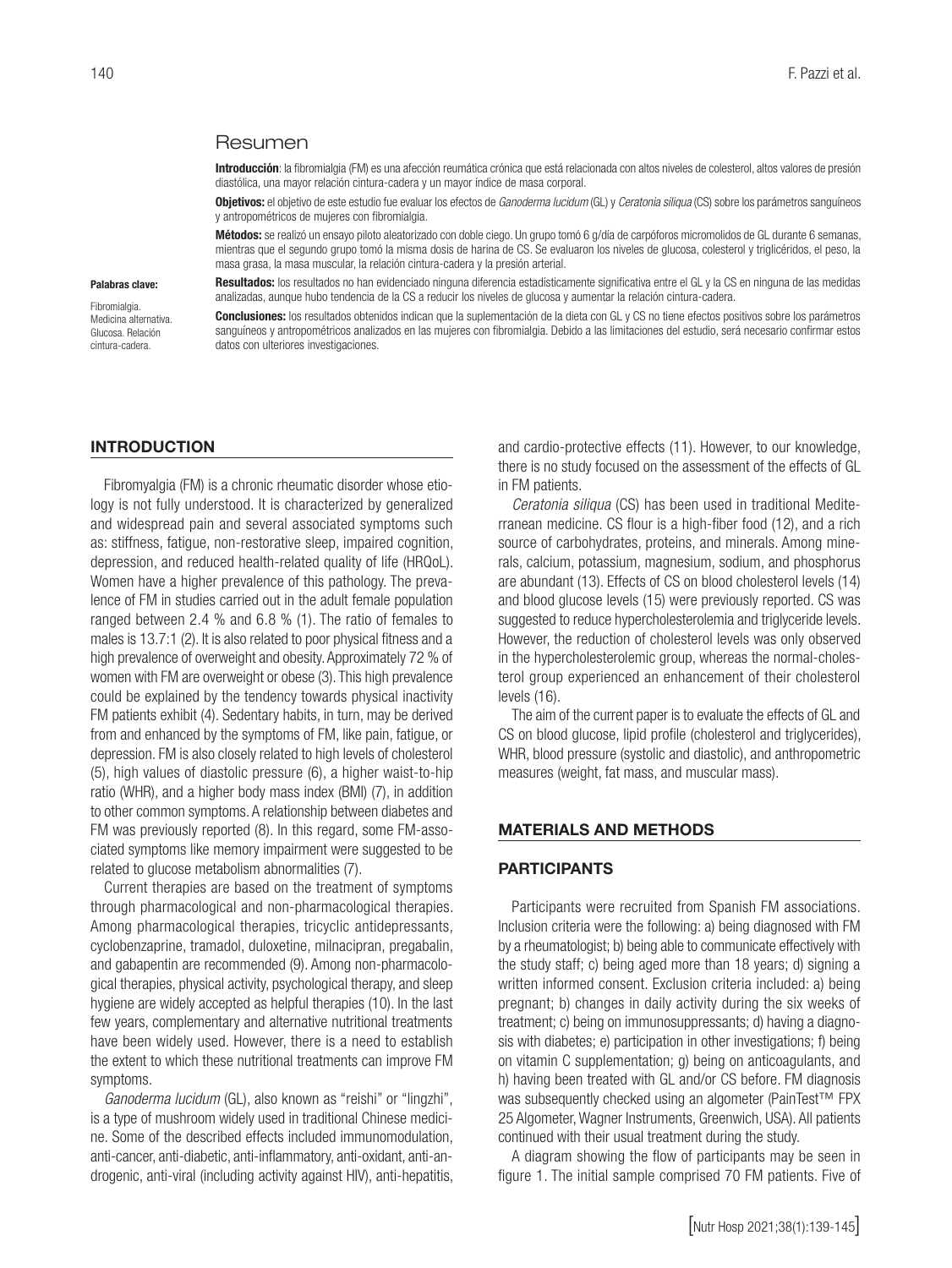## Resumen

**Introducción**: la fibromialgia (FM) es una afección reumática crónica que está relacionada con altos niveles de colesterol, altos valores de presión diastólica, una mayor relación cintura-cadera y un mayor índice de masa corporal.

**Objetivos:** el objetivo de este estudio fue evaluar los efectos de *Ganoderma lucidum* (GL) y *Ceratonia siliqua* (CS) sobre los parámetros sanguíneos y antropométricos de mujeres con fibromialgia.

**Métodos:** se realizó un ensayo piloto aleatorizado con doble ciego. Un grupo tomó 6 g/día de carpóforos micromolidos de GL durante 6 semanas, mientras que el segundo grupo tomó la misma dosis de harina de CS. Se evaluaron los niveles de glucosa, colesterol y triglicéridos, el peso, la masa grasa, la masa muscular, la relación cintura-cadera y la presión arterial.

**Resultados:** los resultados no han evidenciado ninguna diferencia estadísticamente significativa entre el GL y la CS en ninguna de las medidas analizadas, aunque hubo tendencia de la CS a reducir los niveles de glucosa y aumentar la relación cintura-cadera.

**Conclusiones:** los resultados obtenidos indican que la suplementación de la dieta con GL y CS no tiene efectos positivos sobre los parámetros sanguíneos y antropométricos analizados en las mujeres con fibromialgia. Debido a las limitaciones del estudio, será necesario confirmar estos datos con ulteriores investigaciones.

**Palabras clave:**

Fibromialgia. Medicina alternativa. Glucosa. Relación cintura-cadera.

## INTRODUCTION

Fibromyalgia (FM) is a chronic rheumatic disorder whose etiology is not fully understood. It is characterized by generalized and widespread pain and several associated symptoms such as: stiffness, fatigue, non-restorative sleep, impaired cognition, depression, and reduced health-related quality of life (HRQoL). Women have a higher prevalence of this pathology. The prevalence of FM in studies carried out in the adult female population ranged between 2.4 % and 6.8 % (1). The ratio of females to males is 13.7:1 (2). It is also related to poor physical fitness and a high prevalence of overweight and obesity. Approximately 72 % of women with FM are overweight or obese (3). This high prevalence could be explained by the tendency towards physical inactivity FM patients exhibit (4). Sedentary habits, in turn, may be derived from and enhanced by the symptoms of FM, like pain, fatigue, or depression. FM is also closely related to high levels of cholesterol (5), high values of diastolic pressure (6), a higher waist-to-hip ratio (WHR), and a higher body mass index (BMI) (7), in addition to other common symptoms. A relationship between diabetes and FM was previously reported (8). In this regard, some FM-associated symptoms like memory impairment were suggested to be related to glucose metabolism abnormalities (7).

Current therapies are based on the treatment of symptoms through pharmacological and non-pharmacological therapies. Among pharmacological therapies, tricyclic antidepressants, cyclobenzaprine, tramadol, duloxetine, milnacipran, pregabalin, and gabapentin are recommended (9). Among non-pharmacological therapies, physical activity, psychological therapy, and sleep hygiene are widely accepted as helpful therapies (10). In the last few years, complementary and alternative nutritional treatments have been widely used. However, there is a need to establish the extent to which these nutritional treatments can improve FM symptoms.

*Ganoderma lucidum* (GL), also known as "reishi" or "lingzhi", is a type of mushroom widely used in traditional Chinese medicine. Some of the described effects included immunomodulation, anti-cancer, anti-diabetic, anti-inflammatory, anti-oxidant, anti-androgenic, anti-viral (including activity against HIV), anti-hepatitis, and cardio-protective effects (11). However, to our knowledge, there is no study focused on the assessment of the effects of GL in FM patients.

*Ceratonia siliqua* (CS) has been used in traditional Mediterranean medicine. CS flour is a high-fiber food (12), and a rich source of carbohydrates, proteins, and minerals. Among minerals, calcium, potassium, magnesium, sodium, and phosphorus are abundant (13). Effects of CS on blood cholesterol levels (14) and blood glucose levels (15) were previously reported. CS was suggested to reduce hypercholesterolemia and triglyceride levels. However, the reduction of cholesterol levels was only observed in the hypercholesterolemic group, whereas the normal-cholesterol group experienced an enhancement of their cholesterol levels (16).

The aim of the current paper is to evaluate the effects of GL and CS on blood glucose, lipid profile (cholesterol and triglycerides), WHR, blood pressure (systolic and diastolic), and anthropometric measures (weight, fat mass, and muscular mass).

## MATERIALS AND METHODS

### PARTICIPANTS

Participants were recruited from Spanish FM associations. Inclusion criteria were the following: a) being diagnosed with FM by a rheumatologist; b) being able to communicate effectively with the study staff; c) being aged more than 18 years; d) signing a written informed consent. Exclusion criteria included: a) being pregnant; b) changes in daily activity during the six weeks of treatment; c) being on immunosuppressants; d) having a diagnosis with diabetes; e) participation in other investigations; f) being on vitamin C supplementation; g) being on anticoagulants, and h) having been treated with GL and/or CS before. FM diagnosis was subsequently checked using an algometer (PainTest™ FPX 25 Algometer, Wagner Instruments, Greenwich, USA). All patients continued with their usual treatment during the study.

A diagram showing the flow of participants may be seen in figure 1. The initial sample comprised 70 FM patients. Five of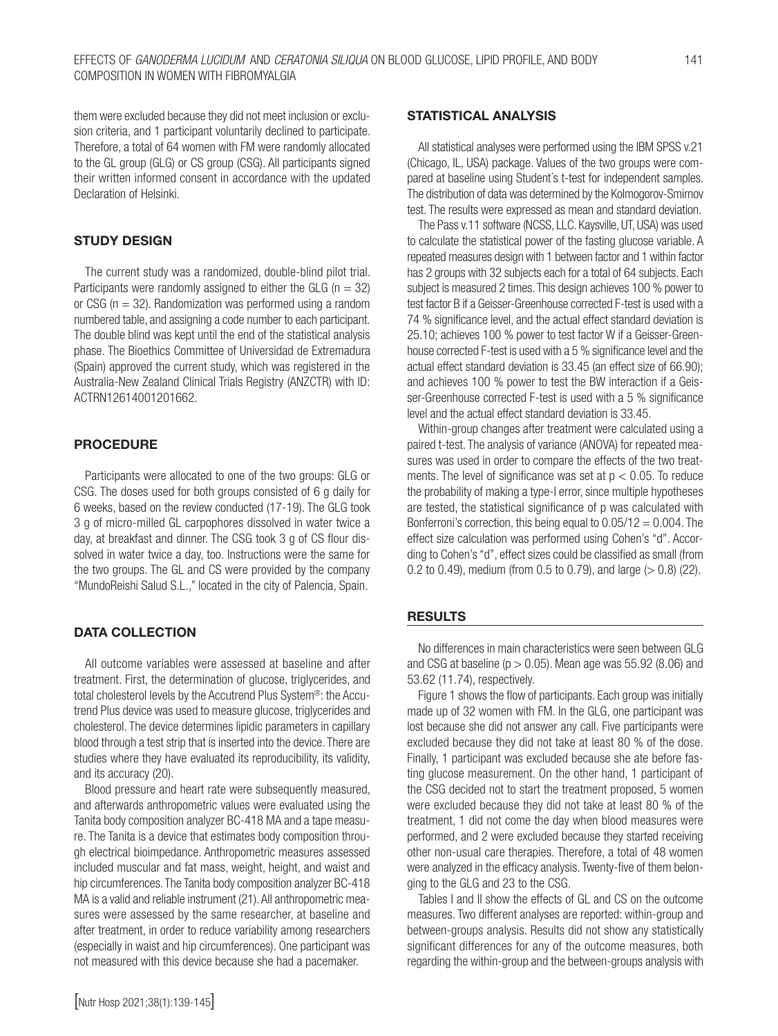them were excluded because they did not meet inclusion or exclusion criteria, and 1 participant voluntarily declined to participate. Therefore, a total of 64 women with FM were randomly allocated to the GL group (GLG) or CS group (CSG). All participants signed their written informed consent in accordance with the updated Declaration of Helsinki.

## STUDY DESIGN

The current study was a randomized, double-blind pilot trial. Participants were randomly assigned to either the GLG ($n = 32$) or CSG ($n = 32$). Randomization was performed using a random numbered table, and assigning a code number to each participant. The double blind was kept until the end of the statistical analysis phase. The Bioethics Committee of Universidad de Extremadura (Spain) approved the current study, which was registered in the Australia-New Zealand Clinical Trials Registry (ANZCTR) with ID: ACTRN12614001201662.

## PROCEDURE

Participants were allocated to one of the two groups: GLG or CSG. The doses used for both groups consisted of 6 g daily for 6 weeks, based on the review conducted (17-19). The GLG took 3 g of micro-milled GL carpophores dissolved in water twice a day, at breakfast and dinner. The CSG took 3 g of CS flour dissolved in water twice a day, too. Instructions were the same for the two groups. The GL and CS were provided by the company "MundoReishi Salud S.L.," located in the city of Palencia, Spain.

## DATA COLLECTION

All outcome variables were assessed at baseline and after treatment. First, the determination of glucose, triglycerides, and total cholesterol levels by the Accutrend Plus System®: the Accutrend Plus device was used to measure glucose, triglycerides and cholesterol. The device determines lipidic parameters in capillary blood through a test strip that is inserted into the device. There are studies where they have evaluated its reproducibility, its validity, and its accuracy (20).

Blood pressure and heart rate were subsequently measured, and afterwards anthropometric values were evaluated using the Tanita body composition analyzer BC-418 MA and a tape measure. The Tanita is a device that estimates body composition through electrical bioimpedance. Anthropometric measures assessed included muscular and fat mass, weight, height, and waist and hip circumferences. The Tanita body composition analyzer BC-418 MA is a valid and reliable instrument (21). All anthropometric measures were assessed by the same researcher, at baseline and after treatment, in order to reduce variability among researchers (especially in waist and hip circumferences). One participant was not measured with this device because she had a pacemaker.

## STATISTICAL ANALYSIS

All statistical analyses were performed using the IBM SPSS v.21 (Chicago, IL, USA) package. Values of the two groups were compared at baseline using Student´s t-test for independent samples. The distribution of data was determined by the Kolmogorov-Smirnov test. The results were expressed as mean and standard deviation.

The Pass v.11 software (NCSS, LLC. Kaysville, UT, USA) was used to calculate the statistical power of the fasting glucose variable. A repeated measures design with 1 between factor and 1 within factor has 2 groups with 32 subjects each for a total of 64 subjects. Each subject is measured 2 times. This design achieves 100 % power to test factor B if a Geisser-Greenhouse corrected F-test is used with a 74 % significance level, and the actual effect standard deviation is 25.10; achieves 100 % power to test factor W if a Geisser-Greenhouse corrected F-test is used with a 5 % significance level and the actual effect standard deviation is 33.45 (an effect size of 66.90); and achieves 100 % power to test the BW interaction if a Geisser-Greenhouse corrected F-test is used with a 5 % significance level and the actual effect standard deviation is 33.45.

Within-group changes after treatment were calculated using a paired t-test. The analysis of variance (ANOVA) for repeated measures was used in order to compare the effects of the two treatments. The level of significance was set at $p < 0.05$. To reduce the probability of making a type-I error, since multiple hypotheses are tested, the statistical significance of p was calculated with Bonferroni's correction, this being equal to $0.05/12 = 0.004$. The effect size calculation was performed using Cohen's "d". According to Cohen's "d", effect sizes could be classified as small (from 0.2 to 0.49), medium (from 0.5 to 0.79), and large ($> 0.8$) (22).

## RESULTS

No differences in main characteristics were seen between GLG and CSG at baseline ($p > 0.05$). Mean age was 55.92 (8.06) and 53.62 (11.74), respectively.

Figure 1 shows the flow of participants. Each group was initially made up of 32 women with FM. In the GLG, one participant was lost because she did not answer any call. Five participants were excluded because they did not take at least 80 % of the dose. Finally, 1 participant was excluded because she ate before fasting glucose measurement. On the other hand, 1 participant of the CSG decided not to start the treatment proposed, 5 women were excluded because they did not take at least 80 % of the treatment, 1 did not come the day when blood measures were performed, and 2 were excluded because they started receiving other non-usual care therapies. Therefore, a total of 48 women were analyzed in the efficacy analysis. Twenty-five of them belonging to the GLG and 23 to the CSG.

Tables I and II show the effects of GL and CS on the outcome measures. Two different analyses are reported: within-group and between-groups analysis. Results did not show any statistically significant differences for any of the outcome measures, both regarding the within-group and the between-groups analysis with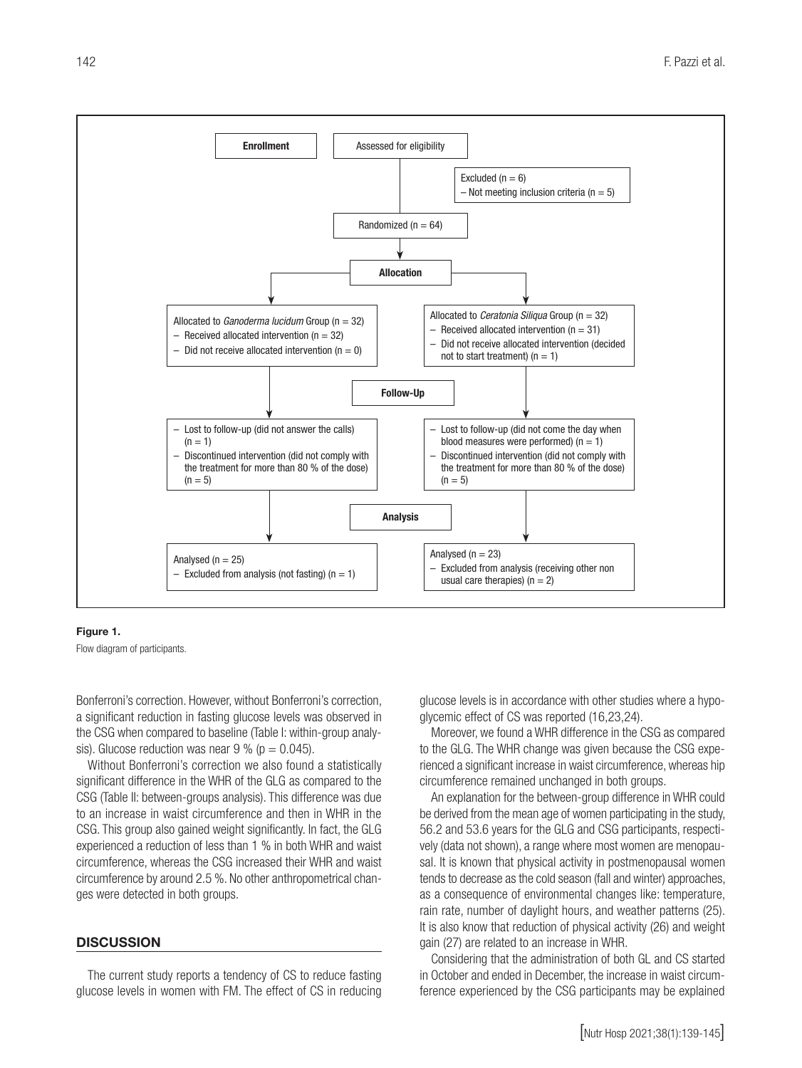**Enrollment** — Assessed for eligibility

Excluded (n = 6)
– Not meeting inclusion criteria (n = 5)

Randomized (n = 64)

**Allocation**

Allocated to *Ganoderma lucidum* Group (n = 32)
– Received allocated intervention (n = 32)
– Did not receive allocated intervention (n = 0)

Allocated to *Ceratonia Siliqua* Group (n = 32)
– Received allocated intervention (n = 31)
– Did not receive allocated intervention (decided not to start treatment) (n = 1)

**Follow-Up**

– Lost to follow-up (did not answer the calls) (n = 1)
– Discontinued intervention (did not comply with the treatment for more than 80 % of the dose) (n = 5)

– Lost to follow-up (did not come the day when blood measures were performed) (n = 1)
– Discontinued intervention (did not comply with the treatment for more than 80 % of the dose) (n = 5)

**Analysis**

Analysed (n = 25)
– Excluded from analysis (not fasting) (n = 1)

Analysed (n = 23)
– Excluded from analysis (receiving other non usual care therapies) (n = 2)

**Figure 1.**

Flow diagram of participants.

Bonferroni's correction. However, without Bonferroni's correction, a significant reduction in fasting glucose levels was observed in the CSG when compared to baseline (Table I: within-group analysis). Glucose reduction was near 9 % ($p = 0.045$).

Without Bonferroni's correction we also found a statistically significant difference in the WHR of the GLG as compared to the CSG (Table II: between-groups analysis). This difference was due to an increase in waist circumference and then in WHR in the CSG. This group also gained weight significantly. In fact, the GLG experienced a reduction of less than 1 % in both WHR and waist circumference, whereas the CSG increased their WHR and waist circumference by around 2.5 %. No other anthropometrical changes were detected in both groups.

## DISCUSSION

The current study reports a tendency of CS to reduce fasting glucose levels in women with FM. The effect of CS in reducing glucose levels is in accordance with other studies where a hypoglycemic effect of CS was reported (16,23,24).

Moreover, we found a WHR difference in the CSG as compared to the GLG. The WHR change was given because the CSG experienced a significant increase in waist circumference, whereas hip circumference remained unchanged in both groups.

An explanation for the between-group difference in WHR could be derived from the mean age of women participating in the study, 56.2 and 53.6 years for the GLG and CSG participants, respectively (data not shown), a range where most women are menopausal. It is known that physical activity in postmenopausal women tends to decrease as the cold season (fall and winter) approaches, as a consequence of environmental changes like: temperature, rain rate, number of daylight hours, and weather patterns (25). It is also know that reduction of physical activity (26) and weight gain (27) are related to an increase in WHR.

Considering that the administration of both GL and CS started in October and ended in December, the increase in waist circumference experienced by the CSG participants may be explained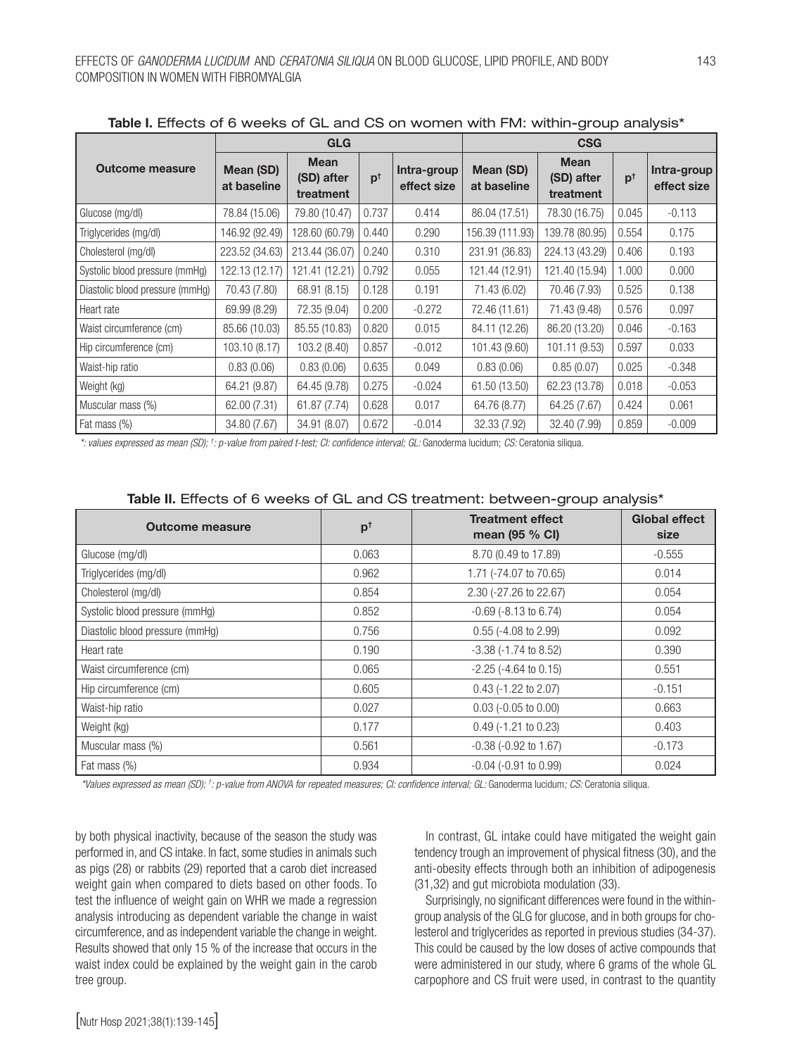**Table I.** Effects of 6 weeks of GL and CS on women with FM: within-group analysis*

| Outcome measure | GLG | | | | CSG | | | |
|---|---|---|---|---|---|---|---|---|
| | Mean (SD) at baseline | Mean (SD) after treatment | p† | Intra-group effect size | Mean (SD) at baseline | Mean (SD) after treatment | p† | Intra-group effect size |
| Glucose (mg/dl) | 78.84 (15.06) | 79.80 (10.47) | 0.737 | 0.414 | 86.04 (17.51) | 78.30 (16.75) | 0.045 | -0.113 |
| Triglycerides (mg/dl) | 146.92 (92.49) | 128.60 (60.79) | 0.440 | 0.290 | 156.39 (111.93) | 139.78 (80.95) | 0.554 | 0.175 |
| Cholesterol (mg/dl) | 223.52 (34.63) | 213.44 (36.07) | 0.240 | 0.310 | 231.91 (36.83) | 224.13 (43.29) | 0.406 | 0.193 |
| Systolic blood pressure (mmHg) | 122.13 (12.17) | 121.41 (12.21) | 0.792 | 0.055 | 121.44 (12.91) | 121.40 (15.94) | 1.000 | 0.000 |
| Diastolic blood pressure (mmHg) | 70.43 (7.80) | 68.91 (8.15) | 0.128 | 0.191 | 71.43 (6.02) | 70.46 (7.93) | 0.525 | 0.138 |
| Heart rate | 69.99 (8.29) | 72.35 (9.04) | 0.200 | -0.272 | 72.46 (11.61) | 71.43 (9.48) | 0.576 | 0.097 |
| Waist circumference (cm) | 85.66 (10.03) | 85.55 (10.83) | 0.820 | 0.015 | 84.11 (12.26) | 86.20 (13.20) | 0.046 | -0.163 |
| Hip circumference (cm) | 103.10 (8.17) | 103.2 (8.40) | 0.857 | -0.012 | 101.43 (9.60) | 101.11 (9.53) | 0.597 | 0.033 |
| Waist-hip ratio | 0.83 (0.06) | 0.83 (0.06) | 0.635 | 0.049 | 0.83 (0.06) | 0.85 (0.07) | 0.025 | -0.348 |
| Weight (kg) | 64.21 (9.87) | 64.45 (9.78) | 0.275 | -0.024 | 61.50 (13.50) | 62.23 (13.78) | 0.018 | -0.053 |
| Muscular mass (%) | 62.00 (7.31) | 61.87 (7.74) | 0.628 | 0.017 | 64.76 (8.77) | 64.25 (7.67) | 0.424 | 0.061 |
| Fat mass (%) | 34.80 (7.67) | 34.91 (8.07) | 0.672 | -0.014 | 32.33 (7.92) | 32.40 (7.99) | 0.859 | -0.009 |

*: values expressed as mean (SD); †: p-value from paired t-test; CI: confidence interval; GL: *Ganoderma lucidum*; CS: *Ceratonia siliqua*.

**Table II.** Effects of 6 weeks of GL and CS treatment: between-group analysis*

| Outcome measure | p† | Treatment effect mean (95 % CI) | Global effect size |
|---|---|---|---|
| Glucose (mg/dl) | 0.063 | 8.70 (0.49 to 17.89) | -0.555 |
| Triglycerides (mg/dl) | 0.962 | 1.71 (-74.07 to 70.65) | 0.014 |
| Cholesterol (mg/dl) | 0.854 | 2.30 (-27.26 to 22.67) | 0.054 |
| Systolic blood pressure (mmHg) | 0.852 | -0.69 (-8.13 to 6.74) | 0.054 |
| Diastolic blood pressure (mmHg) | 0.756 | 0.55 (-4.08 to 2.99) | 0.092 |
| Heart rate | 0.190 | -3.38 (-1.74 to 8.52) | 0.390 |
| Waist circumference (cm) | 0.065 | -2.25 (-4.64 to 0.15) | 0.551 |
| Hip circumference (cm) | 0.605 | 0.43 (-1.22 to 2.07) | -0.151 |
| Waist-hip ratio | 0.027 | 0.03 (-0.05 to 0.00) | 0.663 |
| Weight (kg) | 0.177 | 0.49 (-1.21 to 0.23) | 0.403 |
| Muscular mass (%) | 0.561 | -0.38 (-0.92 to 1.67) | -0.173 |
| Fat mass (%) | 0.934 | -0.04 (-0.91 to 0.99) | 0.024 |

*Values expressed as mean (SD); †: p-value from ANOVA for repeated measures; CI: confidence interval; GL: *Ganoderma lucidum*; CS: *Ceratonia siliqua*.

by both physical inactivity, because of the season the study was performed in, and CS intake. In fact, some studies in animals such as pigs (28) or rabbits (29) reported that a carob diet increased weight gain when compared to diets based on other foods. To test the influence of weight gain on WHR we made a regression analysis introducing as dependent variable the change in waist circumference, and as independent variable the change in weight. Results showed that only 15 % of the increase that occurs in the waist index could be explained by the weight gain in the carob tree group.

In contrast, GL intake could have mitigated the weight gain tendency trough an improvement of physical fitness (30), and the anti-obesity effects through both an inhibition of adipogenesis (31,32) and gut microbiota modulation (33).

Surprisingly, no significant differences were found in the within-group analysis of the GLG for glucose, and in both groups for cholesterol and triglycerides as reported in previous studies (34-37). This could be caused by the low doses of active compounds that were administered in our study, where 6 grams of the whole GL carpophore and CS fruit were used, in contrast to the quantity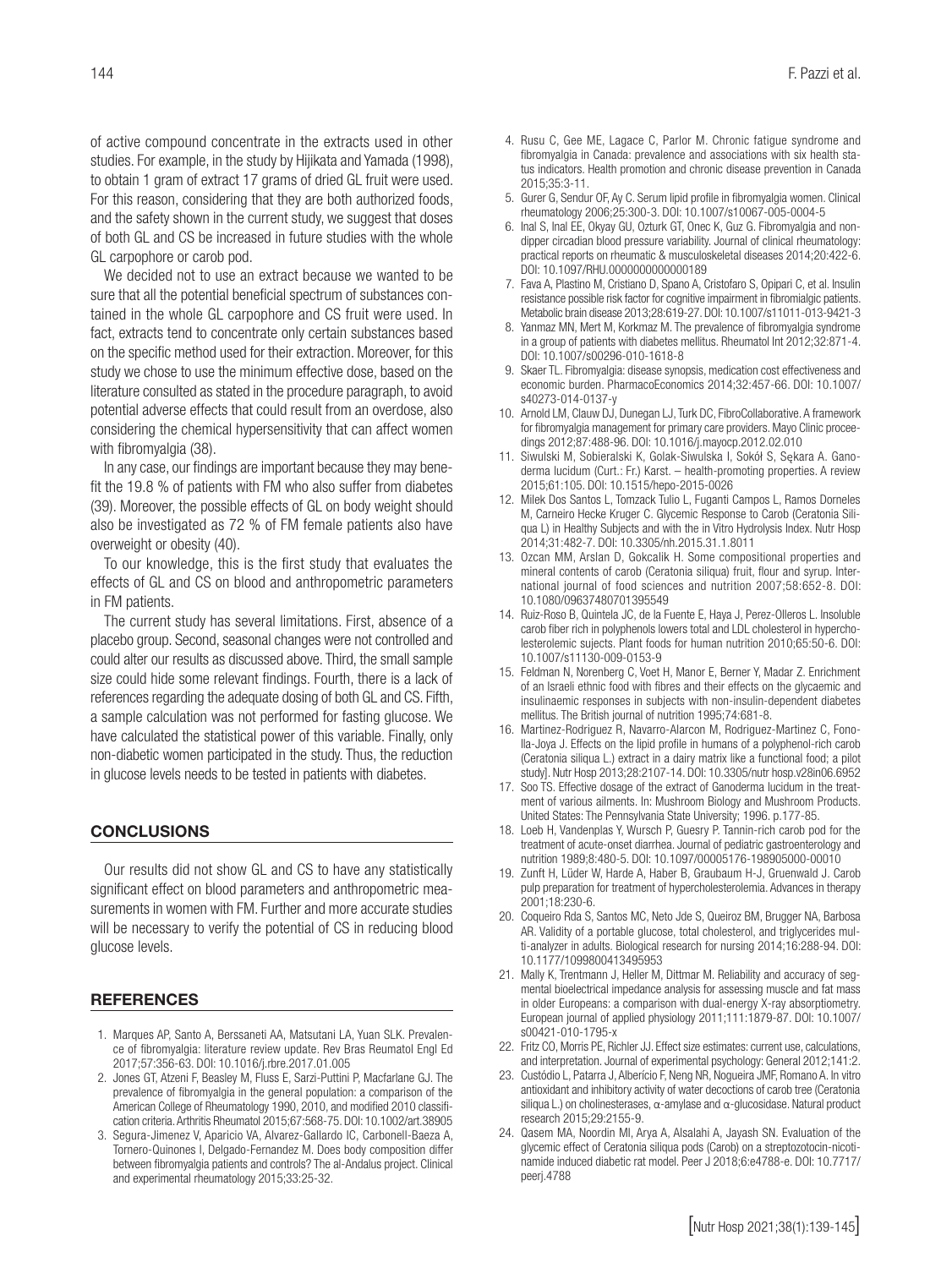of active compound concentrate in the extracts used in other studies. For example, in the study by Hijikata and Yamada (1998), to obtain 1 gram of extract 17 grams of dried GL fruit were used. For this reason, considering that they are both authorized foods, and the safety shown in the current study, we suggest that doses of both GL and CS be increased in future studies with the whole GL carpophore or carob pod.

We decided not to use an extract because we wanted to be sure that all the potential beneficial spectrum of substances contained in the whole GL carpophore and CS fruit were used. In fact, extracts tend to concentrate only certain substances based on the specific method used for their extraction. Moreover, for this study we chose to use the minimum effective dose, based on the literature consulted as stated in the procedure paragraph, to avoid potential adverse effects that could result from an overdose, also considering the chemical hypersensitivity that can affect women with fibromyalgia (38).

In any case, our findings are important because they may benefit the 19.8 % of patients with FM who also suffer from diabetes (39). Moreover, the possible effects of GL on body weight should also be investigated as 72 % of FM female patients also have overweight or obesity (40).

To our knowledge, this is the first study that evaluates the effects of GL and CS on blood and anthropometric parameters in FM patients.

The current study has several limitations. First, absence of a placebo group. Second, seasonal changes were not controlled and could alter our results as discussed above. Third, the small sample size could hide some relevant findings. Fourth, there is a lack of references regarding the adequate dosing of both GL and CS. Fifth, a sample calculation was not performed for fasting glucose. We have calculated the statistical power of this variable. Finally, only non-diabetic women participated in the study. Thus, the reduction in glucose levels needs to be tested in patients with diabetes.

## CONCLUSIONS

Our results did not show GL and CS to have any statistically significant effect on blood parameters and anthropometric measurements in women with FM. Further and more accurate studies will be necessary to verify the potential of CS in reducing blood glucose levels.

## REFERENCES

1. Marques AP, Santo A, Berssaneti AA, Matsutani LA, Yuan SLK. Prevalence of fibromyalgia: literature review update. Rev Bras Reumatol Engl Ed 2017;57:356-63. DOI: 10.1016/j.rbre.2017.01.005
2. Jones GT, Atzeni F, Beasley M, Fluss E, Sarzi-Puttini P, Macfarlane GJ. The prevalence of fibromyalgia in the general population: a comparison of the American College of Rheumatology 1990, 2010, and modified 2010 classification criteria. Arthritis Rheumatol 2015;67:568-75. DOI: 10.1002/art.38905
3. Segura-Jimenez V, Aparicio VA, Alvarez-Gallardo IC, Carbonell-Baeza A, Tornero-Quinones I, Delgado-Fernandez M. Does body composition differ between fibromyalgia patients and controls? The al-Andalus project. Clinical and experimental rheumatology 2015;33:25-32.
4. Rusu C, Gee ME, Lagace C, Parlor M. Chronic fatigue syndrome and fibromyalgia in Canada: prevalence and associations with six health status indicators. Health promotion and chronic disease prevention in Canada 2015;35:3-11.
5. Gurer G, Sendur OF, Ay C. Serum lipid profile in fibromyalgia women. Clinical rheumatology 2006;25:300-3. DOI: 10.1007/s10067-005-0004-5
6. Inal S, Inal EE, Okyay GU, Ozturk GT, Onec K, Guz G. Fibromyalgia and nondipper circadian blood pressure variability. Journal of clinical rheumatology: practical reports on rheumatic & musculoskeletal diseases 2014;20:422-6. DOI: 10.1097/RHU.0000000000000189
7. Fava A, Plastino M, Cristiano D, Spano A, Cristofaro S, Opipari C, et al. Insulin resistance possible risk factor for cognitive impairment in fibromialgic patients. Metabolic brain disease 2013;28:619-27. DOI: 10.1007/s11011-013-9421-3
8. Yanmaz MN, Mert M, Korkmaz M. The prevalence of fibromyalgia syndrome in a group of patients with diabetes mellitus. Rheumatol Int 2012;32:871-4. DOI: 10.1007/s00296-010-1618-8
9. Skaer TL. Fibromyalgia: disease synopsis, medication cost effectiveness and economic burden. PharmacoEconomics 2014;32:457-66. DOI: 10.1007/s40273-014-0137-y
10. Arnold LM, Clauw DJ, Dunegan LJ, Turk DC, FibroCollaborative. A framework for fibromyalgia management for primary care providers. Mayo Clinic proceedings 2012;87:488-96. DOI: 10.1016/j.mayocp.2012.02.010
11. Siwulski M, Sobieralski K, Golak-Siwulska I, Sokół S, Sękara A. Ganoderma lucidum (Curt.: Fr.) Karst. – health-promoting properties. A review 2015;61:105. DOI: 10.1515/hepo-2015-0026
12. Milek Dos Santos L, Tomzack Tulio L, Fuganti Campos L, Ramos Dorneles M, Carneiro Hecke Kruger C. Glycemic Response to Carob (Ceratonia Siliqua L) in Healthy Subjects and with the in Vitro Hydrolysis Index. Nutr Hosp 2014;31:482-7. DOI: 10.3305/nh.2015.31.1.8011
13. Ozcan MM, Arslan D, Gokcalik H. Some compositional properties and mineral contents of carob (Ceratonia siliqua) fruit, flour and syrup. International journal of food sciences and nutrition 2007;58:652-8. DOI: 10.1080/09637480701395549
14. Ruiz-Roso B, Quintela JC, de la Fuente E, Haya J, Perez-Olleros L. Insoluble carob fiber rich in polyphenols lowers total and LDL cholesterol in hypercholesterolemic sujects. Plant foods for human nutrition 2010;65:50-6. DOI: 10.1007/s11130-009-0153-9
15. Feldman N, Norenberg C, Voet H, Manor E, Berner Y, Madar Z. Enrichment of an Israeli ethnic food with fibres and their effects on the glycaemic and insulinaemic responses in subjects with non-insulin-dependent diabetes mellitus. The British journal of nutrition 1995;74:681-8.
16. Martinez-Rodriguez R, Navarro-Alarcon M, Rodriguez-Martinez C, Fonolla-Joya J. Effects on the lipid profile in humans of a polyphenol-rich carob (Ceratonia siliqua L.) extract in a dairy matrix like a functional food; a pilot study]. Nutr Hosp 2013;28:2107-14. DOI: 10.3305/nutr hosp.v28in06.6952
17. Soo TS. Effective dosage of the extract of Ganoderma lucidum in the treatment of various ailments. In: Mushroom Biology and Mushroom Products. United States: The Pennsylvania State University; 1996. p.177-85.
18. Loeb H, Vandenplas Y, Wursch P, Guesry P. Tannin-rich carob pod for the treatment of acute-onset diarrhea. Journal of pediatric gastroenterology and nutrition 1989;8:480-5. DOI: 10.1097/00005176-198905000-00010
19. Zunft H, Lüder W, Harde A, Haber B, Graubaum H-J, Gruenwald J. Carob pulp preparation for treatment of hypercholesterolemia. Advances in therapy 2001;18:230-6.
20. Coqueiro Rda S, Santos MC, Neto Jde S, Queiroz BM, Brugger NA, Barbosa AR. Validity of a portable glucose, total cholesterol, and triglycerides multi-analyzer in adults. Biological research for nursing 2014;16:288-94. DOI: 10.1177/1099800413495953
21. Mally K, Trentmann J, Heller M, Dittmar M. Reliability and accuracy of segmental bioelectrical impedance analysis for assessing muscle and fat mass in older Europeans: a comparison with dual-energy X-ray absorptiometry. European journal of applied physiology 2011;111:1879-87. DOI: 10.1007/s00421-010-1795-x
22. Fritz CO, Morris PE, Richler JJ. Effect size estimates: current use, calculations, and interpretation. Journal of experimental psychology: General 2012;141:2.
23. Custódio L, Patarra J, Albericío F, Neng NR, Nogueira JMF, Romano A. In vitro antioxidant and inhibitory activity of water decoctions of carob tree (Ceratonia siliqua L.) on cholinesterases, α-amylase and α-glucosidase. Natural product research 2015;29:2155-9.
24. Qasem MA, Noordin MI, Arya A, Alsalahi A, Jayash SN. Evaluation of the glycemic effect of Ceratonia siliqua pods (Carob) on a streptozotocin-nicotinamide induced diabetic rat model. Peer J 2018;6:e4788-e. DOI: 10.7717/peerj.4788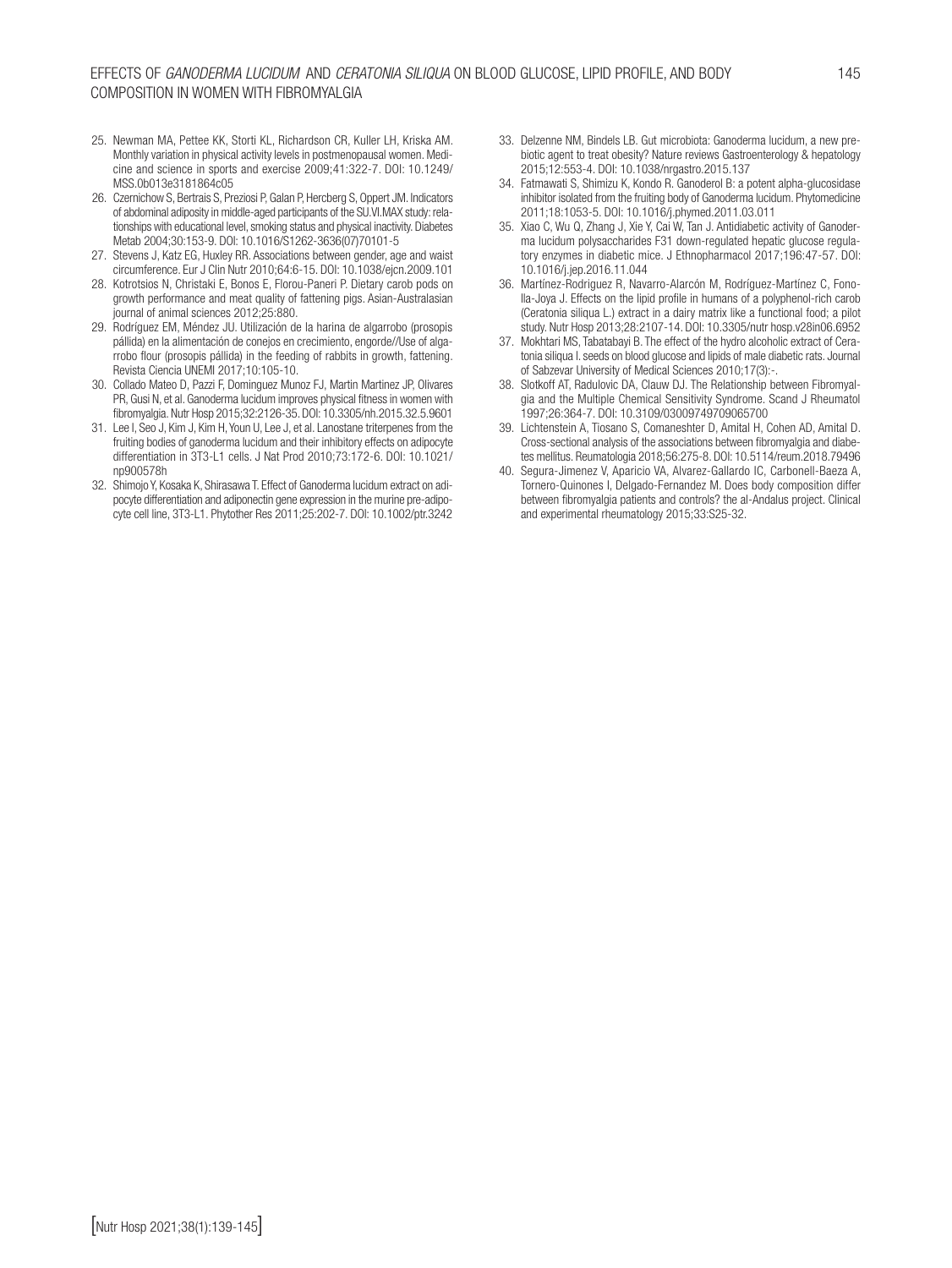25. Newman MA, Pettee KK, Storti KL, Richardson CR, Kuller LH, Kriska AM. Monthly variation in physical activity levels in postmenopausal women. Medicine and science in sports and exercise 2009;41:322-7. DOI: 10.1249/MSS.0b013e3181864c05
26. Czernichow S, Bertrais S, Preziosi P, Galan P, Hercberg S, Oppert JM. Indicators of abdominal adiposity in middle-aged participants of the SU.VI.MAX study: relationships with educational level, smoking status and physical inactivity. Diabetes Metab 2004;30:153-9. DOI: 10.1016/S1262-3636(07)70101-5
27. Stevens J, Katz EG, Huxley RR. Associations between gender, age and waist circumference. Eur J Clin Nutr 2010;64:6-15. DOI: 10.1038/ejcn.2009.101
28. Kotrotsios N, Christaki E, Bonos E, Florou-Paneri P. Dietary carob pods on growth performance and meat quality of fattening pigs. Asian-Australasian journal of animal sciences 2012;25:880.
29. Rodríguez EM, Méndez JU. Utilización de la harina de algarrobo (prosopis pállida) en la alimentación de conejos en crecimiento, engorde//Use of algarrobo flour (prosopis pállida) in the feeding of rabbits in growth, fattening. Revista Ciencia UNEMI 2017;10:105-10.
30. Collado Mateo D, Pazzi F, Dominguez Munoz FJ, Martin Martinez JP, Olivares PR, Gusi N, et al. Ganoderma lucidum improves physical fitness in women with fibromyalgia. Nutr Hosp 2015;32:2126-35. DOI: 10.3305/nh.2015.32.5.9601
31. Lee I, Seo J, Kim J, Kim H, Youn U, Lee J, et al. Lanostane triterpenes from the fruiting bodies of ganoderma lucidum and their inhibitory effects on adipocyte differentiation in 3T3-L1 cells. J Nat Prod 2010;73:172-6. DOI: 10.1021/np900578h
32. Shimojo Y, Kosaka K, Shirasawa T. Effect of Ganoderma lucidum extract on adipocyte differentiation and adiponectin gene expression in the murine pre-adipocyte cell line, 3T3-L1. Phytother Res 2011;25:202-7. DOI: 10.1002/ptr.3242
33. Delzenne NM, Bindels LB. Gut microbiota: Ganoderma lucidum, a new prebiotic agent to treat obesity? Nature reviews Gastroenterology & hepatology 2015;12:553-4. DOI: 10.1038/nrgastro.2015.137
34. Fatmawati S, Shimizu K, Kondo R. Ganoderol B: a potent alpha-glucosidase inhibitor isolated from the fruiting body of Ganoderma lucidum. Phytomedicine 2011;18:1053-5. DOI: 10.1016/j.phymed.2011.03.011
35. Xiao C, Wu Q, Zhang J, Xie Y, Cai W, Tan J. Antidiabetic activity of Ganoderma lucidum polysaccharides F31 down-regulated hepatic glucose regulatory enzymes in diabetic mice. J Ethnopharmacol 2017;196:47-57. DOI: 10.1016/j.jep.2016.11.044
36. Martínez-Rodriguez R, Navarro-Alarcón M, Rodríguez-Martínez C, Fonolla-Joya J. Effects on the lipid profile in humans of a polyphenol-rich carob (Ceratonia siliqua L.) extract in a dairy matrix like a functional food; a pilot study. Nutr Hosp 2013;28:2107-14. DOI: 10.3305/nutr hosp.v28in06.6952
37. Mokhtari MS, Tabatabayi B. The effect of the hydro alcoholic extract of Ceratonia siliqua l. seeds on blood glucose and lipids of male diabetic rats. Journal of Sabzevar University of Medical Sciences 2010;17(3):-.
38. Slotkoff AT, Radulovic DA, Clauw DJ. The Relationship between Fibromyalgia and the Multiple Chemical Sensitivity Syndrome. Scand J Rheumatol 1997;26:364-7. DOI: 10.3109/03009749709065700
39. Lichtenstein A, Tiosano S, Comaneshter D, Amital H, Cohen AD, Amital D. Cross-sectional analysis of the associations between fibromyalgia and diabetes mellitus. Reumatologia 2018;56:275-8. DOI: 10.5114/reum.2018.79496
40. Segura-Jimenez V, Aparicio VA, Alvarez-Gallardo IC, Carbonell-Baeza A, Tornero-Quinones I, Delgado-Fernandez M. Does body composition differ between fibromyalgia patients and controls? the al-Andalus project. Clinical and experimental rheumatology 2015;33:S25-32.